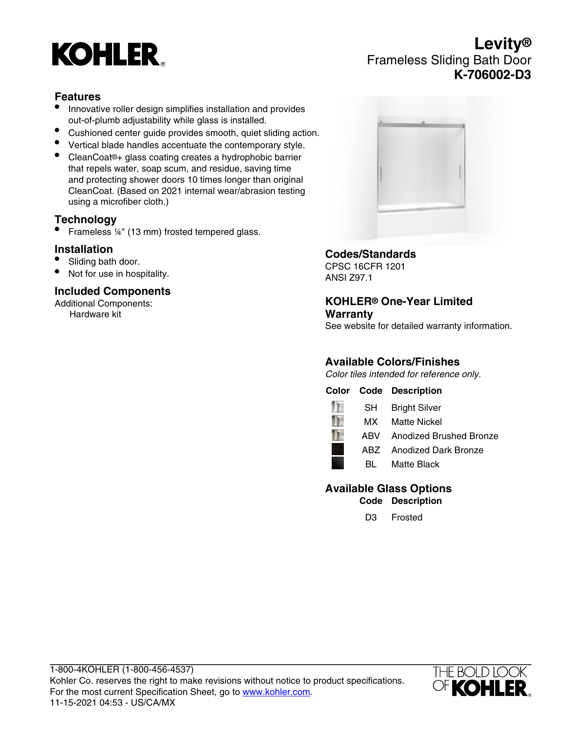# KOHLER

# Levity®
## Frameless Sliding Bath Door
## K-706002-D3

### Features

- Innovative roller design simplifies installation and provides out-of-plumb adjustability while glass is installed.
- Cushioned center guide provides smooth, quiet sliding action.
- Vertical blade handles accentuate the contemporary style.
- CleanCoat®+ glass coating creates a hydrophobic barrier that repels water, soap scum, and residue, saving time and protecting shower doors 10 times longer than original CleanCoat. (Based on 2021 internal wear/abrasion testing using a microfiber cloth.)

### Technology

- Frameless ¼" (13 mm) frosted tempered glass.

### Installation

- Sliding bath door.
- Not for use in hospitality.

### Included Components

Additional Components:
Hardware kit

### Codes/Standards

CPSC 16CFR 1201
ANSI Z97.1

### KOHLER® One-Year Limited Warranty

See website for detailed warranty information.

### Available Colors/Finishes

*Color tiles intended for reference only.*

| Color | Code | Description |
|---|---|---|
| | SH | Bright Silver |
| | MX | Matte Nickel |
| | ABV | Anodized Brushed Bronze |
| | ABZ | Anodized Dark Bronze |
| | BL | Matte Black |

### Available Glass Options

| Code | Description |
|---|---|
| D3 | Frosted |

1-800-4KOHLER (1-800-456-4537)
Kohler Co. reserves the right to make revisions without notice to product specifications.
For the most current Specification Sheet, go to www.kohler.com.
11-15-2021 04:53 - US/CA/MX

THE BOLD LOOK OF KOHLER.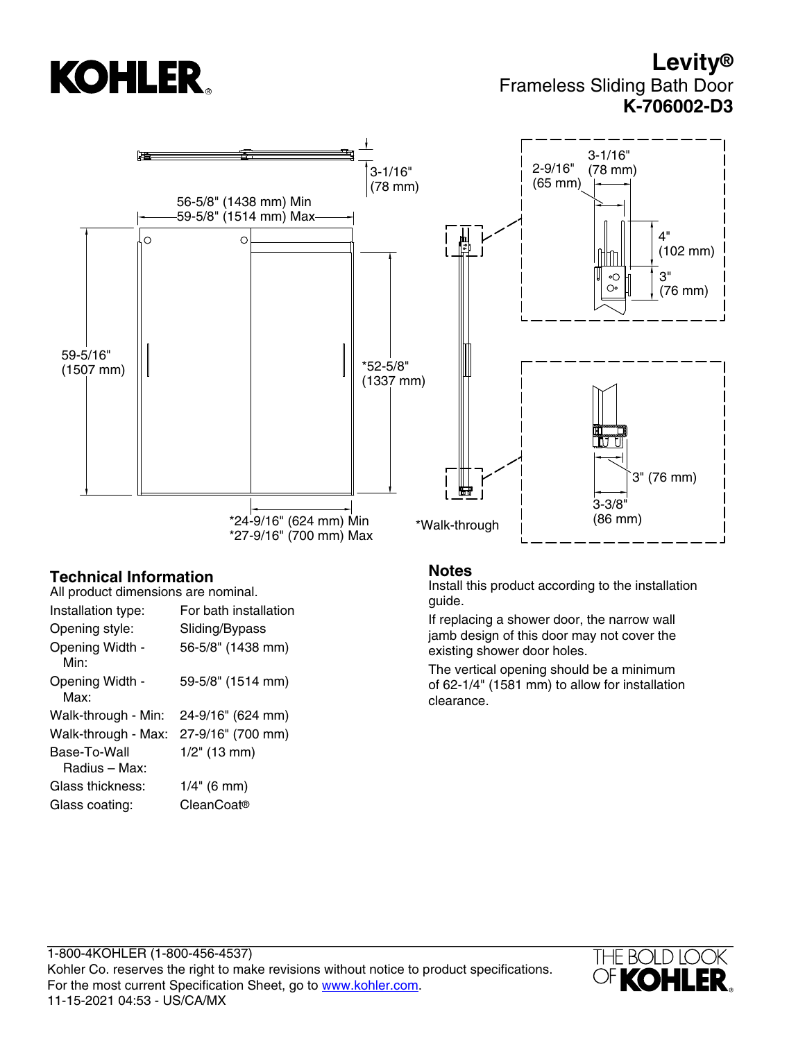# KOHLER

**Levity®**
Frameless Sliding Bath Door
**K-706002-D3**

3-1/16" (78 mm)

56-5/8" (1438 mm) Min
59-5/8" (1514 mm) Max

59-5/16" (1507 mm)

*52-5/8" (1337 mm)

*24-9/16" (624 mm) Min
*27-9/16" (700 mm) Max

*Walk-through

2-9/16" (65 mm)
3-1/16" (78 mm)
4" (102 mm)
3" (76 mm)

3" (76 mm)
3-3/8" (86 mm)

## Technical Information

All product dimensions are nominal.

| | |
|---|---|
| Installation type: | For bath installation |
| Opening style: | Sliding/Bypass |
| Opening Width - Min: | 56-5/8" (1438 mm) |
| Opening Width - Max: | 59-5/8" (1514 mm) |
| Walk-through - Min: | 24-9/16" (624 mm) |
| Walk-through - Max: | 27-9/16" (700 mm) |
| Base-To-Wall Radius – Max: | 1/2" (13 mm) |
| Glass thickness: | 1/4" (6 mm) |
| Glass coating: | CleanCoat® |

## Notes

Install this product according to the installation guide.

If replacing a shower door, the narrow wall jamb design of this door may not cover the existing shower door holes.

The vertical opening should be a minimum of 62-1/4" (1581 mm) to allow for installation clearance.

1-800-4KOHLER (1-800-456-4537)
Kohler Co. reserves the right to make revisions without notice to product specifications.
For the most current Specification Sheet, go to www.kohler.com.
11-15-2021 04:53 - US/CA/MX

THE BOLD LOOK OF KOHLER.